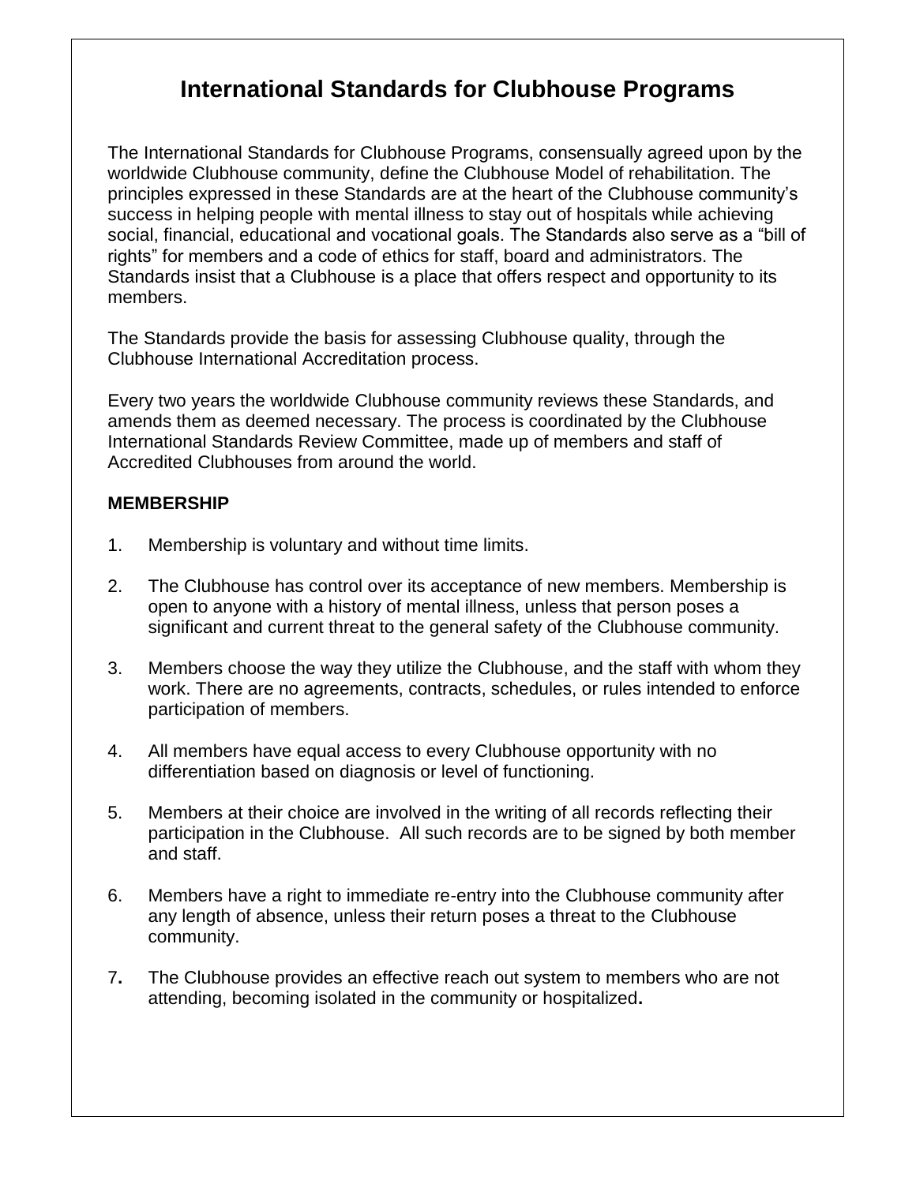# International Standards for Clubhouse Programs

The International Standards for Clubhouse Programs, consensually agreed upon by the worldwide Clubhouse community, define the Clubhouse Model of rehabilitation. The principles expressed in these Standards are at the heart of the Clubhouse community's success in helping people with mental illness to stay out of hospitals while achieving social, financial, educational and vocational goals. The Standards also serve as a "bill of rights" for members and a code of ethics for staff, board and administrators. The Standards insist that a Clubhouse is a place that offers respect and opportunity to its members.

The Standards provide the basis for assessing Clubhouse quality, through the Clubhouse International Accreditation process.

Every two years the worldwide Clubhouse community reviews these Standards, and amends them as deemed necessary. The process is coordinated by the Clubhouse International Standards Review Committee, made up of members and staff of Accredited Clubhouses from around the world.

**MEMBERSHIP**

1. Membership is voluntary and without time limits.

2. The Clubhouse has control over its acceptance of new members. Membership is open to anyone with a history of mental illness, unless that person poses a significant and current threat to the general safety of the Clubhouse community.

3. Members choose the way they utilize the Clubhouse, and the staff with whom they work. There are no agreements, contracts, schedules, or rules intended to enforce participation of members.

4. All members have equal access to every Clubhouse opportunity with no differentiation based on diagnosis or level of functioning.

5. Members at their choice are involved in the writing of all records reflecting their participation in the Clubhouse. All such records are to be signed by both member and staff.

6. Members have a right to immediate re-entry into the Clubhouse community after any length of absence, unless their return poses a threat to the Clubhouse community.

7. The Clubhouse provides an effective reach out system to members who are not attending, becoming isolated in the community or hospitalized.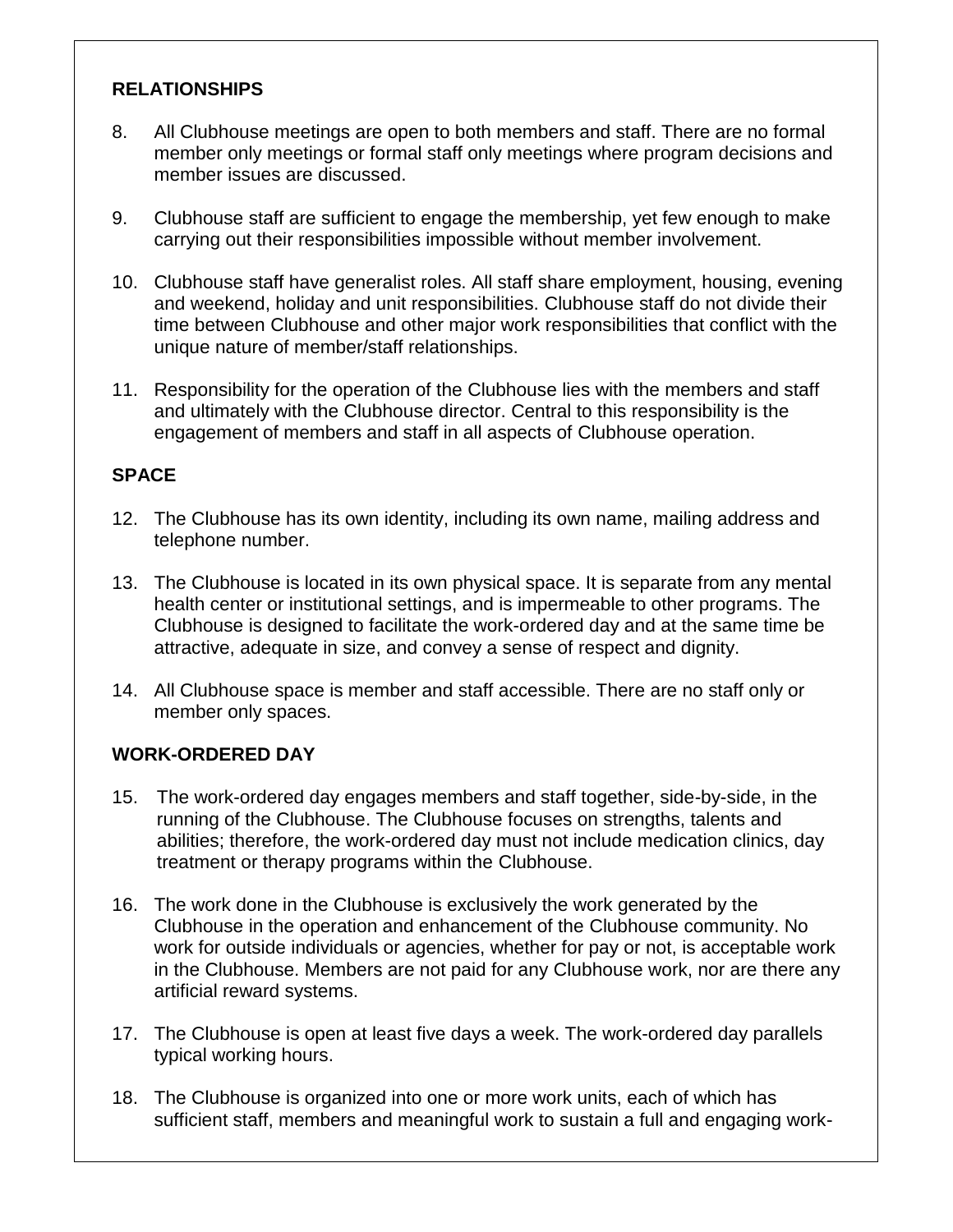## RELATIONSHIPS

8. All Clubhouse meetings are open to both members and staff. There are no formal member only meetings or formal staff only meetings where program decisions and member issues are discussed.

9. Clubhouse staff are sufficient to engage the membership, yet few enough to make carrying out their responsibilities impossible without member involvement.

10. Clubhouse staff have generalist roles. All staff share employment, housing, evening and weekend, holiday and unit responsibilities. Clubhouse staff do not divide their time between Clubhouse and other major work responsibilities that conflict with the unique nature of member/staff relationships.

11. Responsibility for the operation of the Clubhouse lies with the members and staff and ultimately with the Clubhouse director. Central to this responsibility is the engagement of members and staff in all aspects of Clubhouse operation.

## SPACE

12. The Clubhouse has its own identity, including its own name, mailing address and telephone number.

13. The Clubhouse is located in its own physical space. It is separate from any mental health center or institutional settings, and is impermeable to other programs. The Clubhouse is designed to facilitate the work-ordered day and at the same time be attractive, adequate in size, and convey a sense of respect and dignity.

14. All Clubhouse space is member and staff accessible. There are no staff only or member only spaces.

## WORK-ORDERED DAY

15. The work-ordered day engages members and staff together, side-by-side, in the running of the Clubhouse. The Clubhouse focuses on strengths, talents and abilities; therefore, the work-ordered day must not include medication clinics, day treatment or therapy programs within the Clubhouse.

16. The work done in the Clubhouse is exclusively the work generated by the Clubhouse in the operation and enhancement of the Clubhouse community. No work for outside individuals or agencies, whether for pay or not, is acceptable work in the Clubhouse. Members are not paid for any Clubhouse work, nor are there any artificial reward systems.

17. The Clubhouse is open at least five days a week. The work-ordered day parallels typical working hours.

18. The Clubhouse is organized into one or more work units, each of which has sufficient staff, members and meaningful work to sustain a full and engaging work-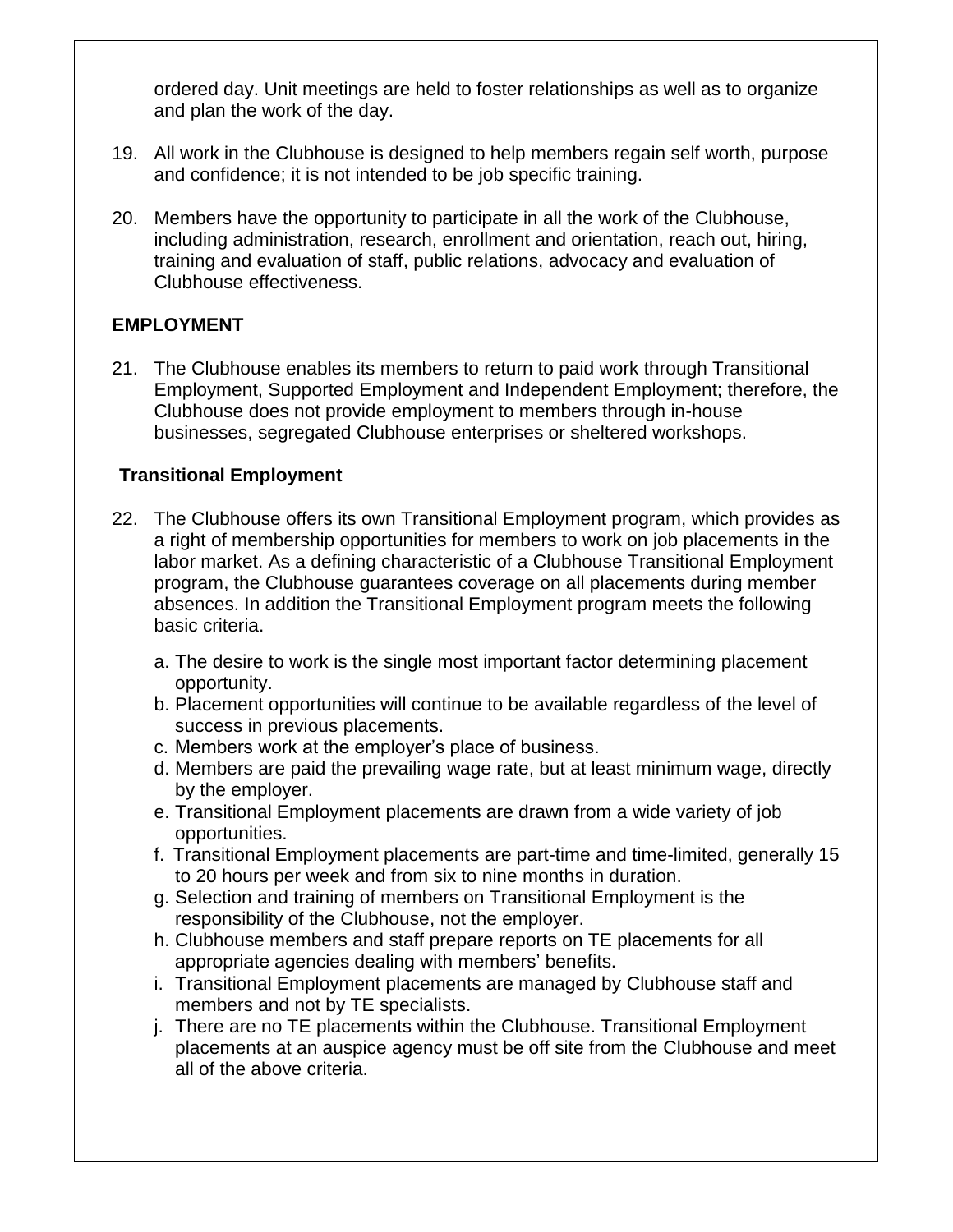ordered day. Unit meetings are held to foster relationships as well as to organize and plan the work of the day.

19. All work in the Clubhouse is designed to help members regain self worth, purpose and confidence; it is not intended to be job specific training.

20. Members have the opportunity to participate in all the work of the Clubhouse, including administration, research, enrollment and orientation, reach out, hiring, training and evaluation of staff, public relations, advocacy and evaluation of Clubhouse effectiveness.

## EMPLOYMENT

21. The Clubhouse enables its members to return to paid work through Transitional Employment, Supported Employment and Independent Employment; therefore, the Clubhouse does not provide employment to members through in-house businesses, segregated Clubhouse enterprises or sheltered workshops.

### Transitional Employment

22. The Clubhouse offers its own Transitional Employment program, which provides as a right of membership opportunities for members to work on job placements in the labor market. As a defining characteristic of a Clubhouse Transitional Employment program, the Clubhouse guarantees coverage on all placements during member absences. In addition the Transitional Employment program meets the following basic criteria.

    a. The desire to work is the single most important factor determining placement opportunity.
    b. Placement opportunities will continue to be available regardless of the level of success in previous placements.
    c. Members work at the employer's place of business.
    d. Members are paid the prevailing wage rate, but at least minimum wage, directly by the employer.
    e. Transitional Employment placements are drawn from a wide variety of job opportunities.
    f. Transitional Employment placements are part-time and time-limited, generally 15 to 20 hours per week and from six to nine months in duration.
    g. Selection and training of members on Transitional Employment is the responsibility of the Clubhouse, not the employer.
    h. Clubhouse members and staff prepare reports on TE placements for all appropriate agencies dealing with members' benefits.
    i. Transitional Employment placements are managed by Clubhouse staff and members and not by TE specialists.
    j. There are no TE placements within the Clubhouse. Transitional Employment placements at an auspice agency must be off site from the Clubhouse and meet all of the above criteria.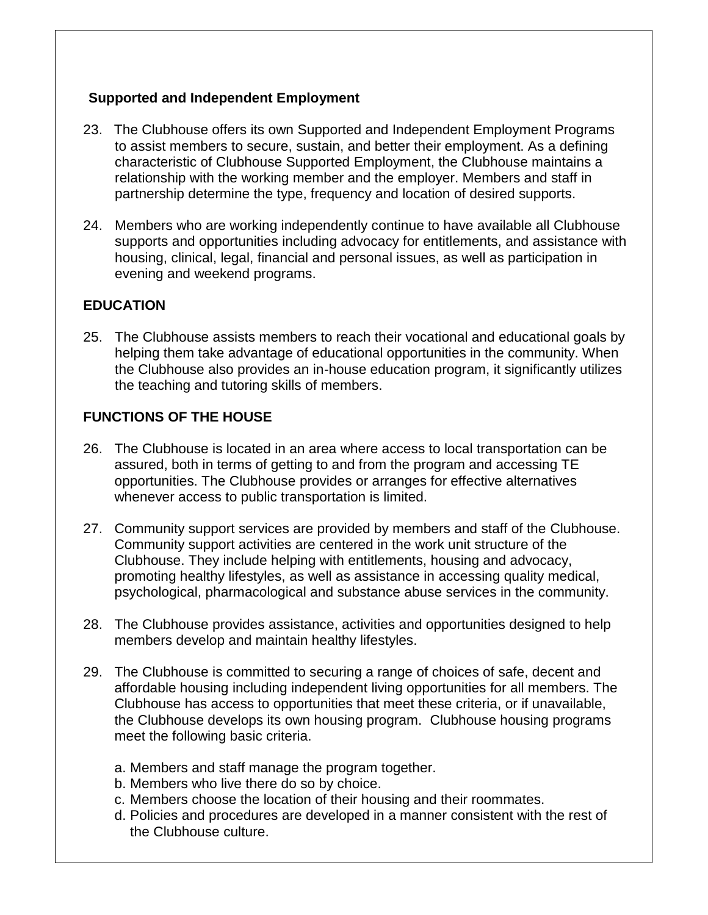### Supported and Independent Employment

23. The Clubhouse offers its own Supported and Independent Employment Programs to assist members to secure, sustain, and better their employment. As a defining characteristic of Clubhouse Supported Employment, the Clubhouse maintains a relationship with the working member and the employer. Members and staff in partnership determine the type, frequency and location of desired supports.

24. Members who are working independently continue to have available all Clubhouse supports and opportunities including advocacy for entitlements, and assistance with housing, clinical, legal, financial and personal issues, as well as participation in evening and weekend programs.

### EDUCATION

25. The Clubhouse assists members to reach their vocational and educational goals by helping them take advantage of educational opportunities in the community. When the Clubhouse also provides an in-house education program, it significantly utilizes the teaching and tutoring skills of members.

### FUNCTIONS OF THE HOUSE

26. The Clubhouse is located in an area where access to local transportation can be assured, both in terms of getting to and from the program and accessing TE opportunities. The Clubhouse provides or arranges for effective alternatives whenever access to public transportation is limited.

27. Community support services are provided by members and staff of the Clubhouse. Community support activities are centered in the work unit structure of the Clubhouse. They include helping with entitlements, housing and advocacy, promoting healthy lifestyles, as well as assistance in accessing quality medical, psychological, pharmacological and substance abuse services in the community.

28. The Clubhouse provides assistance, activities and opportunities designed to help members develop and maintain healthy lifestyles.

29. The Clubhouse is committed to securing a range of choices of safe, decent and affordable housing including independent living opportunities for all members. The Clubhouse has access to opportunities that meet these criteria, or if unavailable, the Clubhouse develops its own housing program. Clubhouse housing programs meet the following basic criteria.

    a. Members and staff manage the program together.
    b. Members who live there do so by choice.
    c. Members choose the location of their housing and their roommates.
    d. Policies and procedures are developed in a manner consistent with the rest of the Clubhouse culture.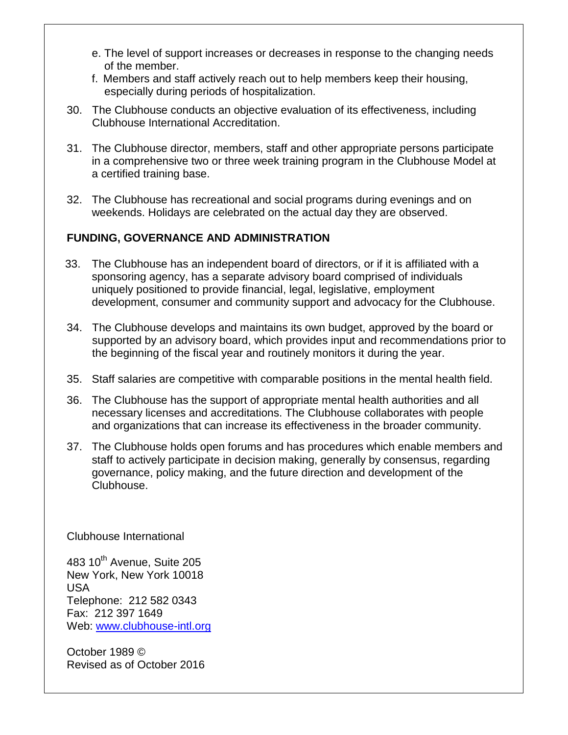e. The level of support increases or decreases in response to the changing needs of the member.

f. Members and staff actively reach out to help members keep their housing, especially during periods of hospitalization.

30. The Clubhouse conducts an objective evaluation of its effectiveness, including Clubhouse International Accreditation.

31. The Clubhouse director, members, staff and other appropriate persons participate in a comprehensive two or three week training program in the Clubhouse Model at a certified training base.

32. The Clubhouse has recreational and social programs during evenings and on weekends. Holidays are celebrated on the actual day they are observed.

## FUNDING, GOVERNANCE AND ADMINISTRATION

33. The Clubhouse has an independent board of directors, or if it is affiliated with a sponsoring agency, has a separate advisory board comprised of individuals uniquely positioned to provide financial, legal, legislative, employment development, consumer and community support and advocacy for the Clubhouse.

34. The Clubhouse develops and maintains its own budget, approved by the board or supported by an advisory board, which provides input and recommendations prior to the beginning of the fiscal year and routinely monitors it during the year.

35. Staff salaries are competitive with comparable positions in the mental health field.

36. The Clubhouse has the support of appropriate mental health authorities and all necessary licenses and accreditations. The Clubhouse collaborates with people and organizations that can increase its effectiveness in the broader community.

37. The Clubhouse holds open forums and has procedures which enable members and staff to actively participate in decision making, generally by consensus, regarding governance, policy making, and the future direction and development of the Clubhouse.

Clubhouse International

483 10th Avenue, Suite 205
New York, New York 10018
USA
Telephone: 212 582 0343
Fax: 212 397 1649
Web: www.clubhouse-intl.org

October 1989 ©
Revised as of October 2016